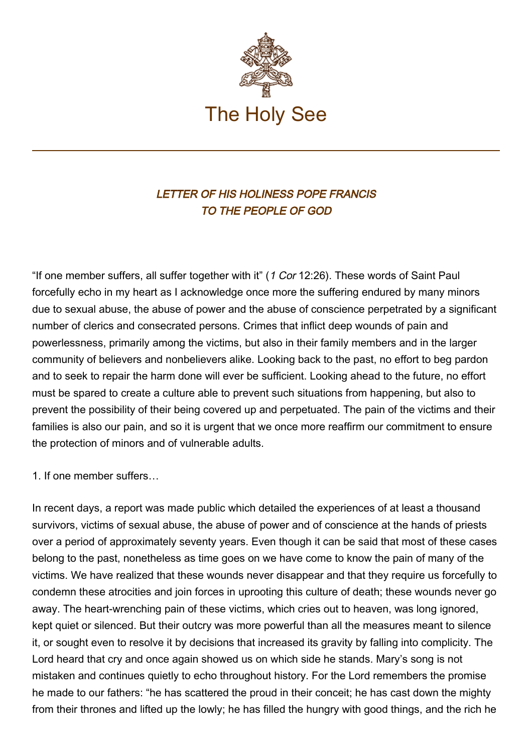# The Holy See

## *LETTER OF HIS HOLINESS POPE FRANCIS TO THE PEOPLE OF GOD*

"If one member suffers, all suffer together with it" (*1 Cor* 12:26). These words of Saint Paul forcefully echo in my heart as I acknowledge once more the suffering endured by many minors due to sexual abuse, the abuse of power and the abuse of conscience perpetrated by a significant number of clerics and consecrated persons. Crimes that inflict deep wounds of pain and powerlessness, primarily among the victims, but also in their family members and in the larger community of believers and nonbelievers alike. Looking back to the past, no effort to beg pardon and to seek to repair the harm done will ever be sufficient. Looking ahead to the future, no effort must be spared to create a culture able to prevent such situations from happening, but also to prevent the possibility of their being covered up and perpetuated. The pain of the victims and their families is also our pain, and so it is urgent that we once more reaffirm our commitment to ensure the protection of minors and of vulnerable adults.

1. If one member suffers…

In recent days, a report was made public which detailed the experiences of at least a thousand survivors, victims of sexual abuse, the abuse of power and of conscience at the hands of priests over a period of approximately seventy years. Even though it can be said that most of these cases belong to the past, nonetheless as time goes on we have come to know the pain of many of the victims. We have realized that these wounds never disappear and that they require us forcefully to condemn these atrocities and join forces in uprooting this culture of death; these wounds never go away. The heart-wrenching pain of these victims, which cries out to heaven, was long ignored, kept quiet or silenced. But their outcry was more powerful than all the measures meant to silence it, or sought even to resolve it by decisions that increased its gravity by falling into complicity. The Lord heard that cry and once again showed us on which side he stands. Mary's song is not mistaken and continues quietly to echo throughout history. For the Lord remembers the promise he made to our fathers: "he has scattered the proud in their conceit; he has cast down the mighty from their thrones and lifted up the lowly; he has filled the hungry with good things, and the rich he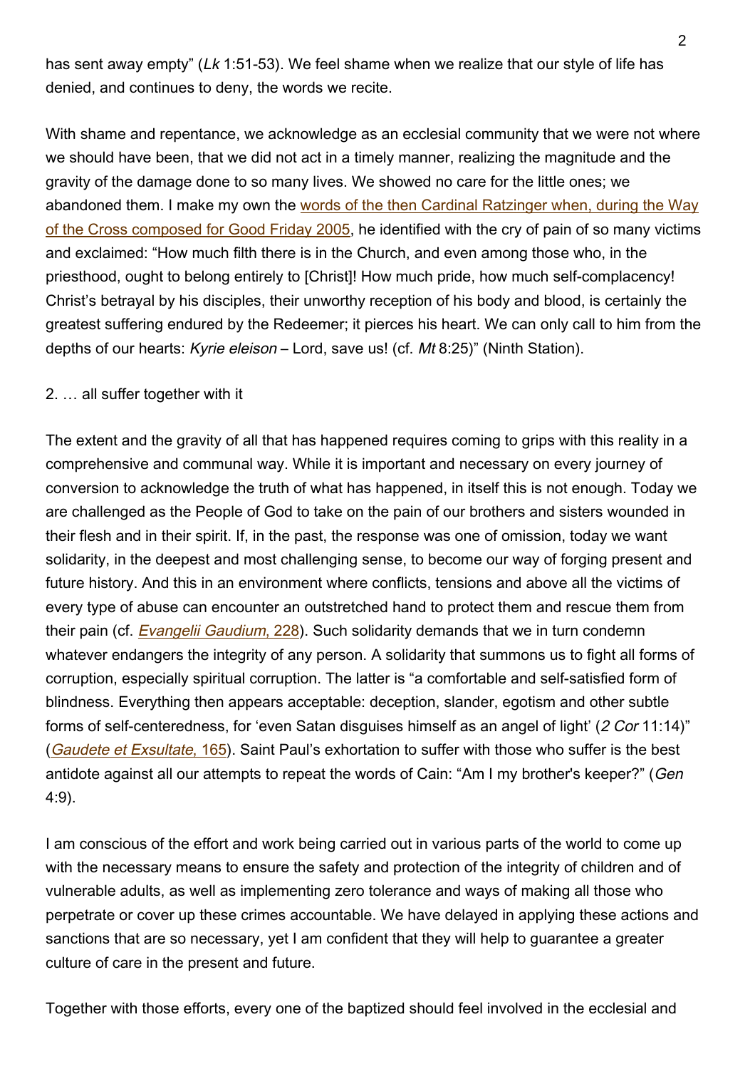has sent away empty” (*Lk* 1:51-53). We feel shame when we realize that our style of life has denied, and continues to deny, the words we recite.

With shame and repentance, we acknowledge as an ecclesial community that we were not where we should have been, that we did not act in a timely manner, realizing the magnitude and the gravity of the damage done to so many lives. We showed no care for the little ones; we abandoned them. I make my own the words of the then Cardinal Ratzinger when, during the Way of the Cross composed for Good Friday 2005, he identified with the cry of pain of so many victims and exclaimed: “How much filth there is in the Church, and even among those who, in the priesthood, ought to belong entirely to [Christ]! How much pride, how much self-complacency! Christ’s betrayal by his disciples, their unworthy reception of his body and blood, is certainly the greatest suffering endured by the Redeemer; it pierces his heart. We can only call to him from the depths of our hearts: *Kyrie eleison* – Lord, save us! (cf. *Mt* 8:25)” (Ninth Station).

2. … all suffer together with it

The extent and the gravity of all that has happened requires coming to grips with this reality in a comprehensive and communal way. While it is important and necessary on every journey of conversion to acknowledge the truth of what has happened, in itself this is not enough. Today we are challenged as the People of God to take on the pain of our brothers and sisters wounded in their flesh and in their spirit. If, in the past, the response was one of omission, today we want solidarity, in the deepest and most challenging sense, to become our way of forging present and future history. And this in an environment where conflicts, tensions and above all the victims of every type of abuse can encounter an outstretched hand to protect them and rescue them from their pain (cf. *Evangelii Gaudium*, 228). Such solidarity demands that we in turn condemn whatever endangers the integrity of any person. A solidarity that summons us to fight all forms of corruption, especially spiritual corruption. The latter is “a comfortable and self-satisfied form of blindness. Everything then appears acceptable: deception, slander, egotism and other subtle forms of self-centeredness, for ‘even Satan disguises himself as an angel of light’ (*2 Cor* 11:14)” (*Gaudete et Exsultate*, 165). Saint Paul’s exhortation to suffer with those who suffer is the best antidote against all our attempts to repeat the words of Cain: “Am I my brother's keeper?” (*Gen* 4:9).

I am conscious of the effort and work being carried out in various parts of the world to come up with the necessary means to ensure the safety and protection of the integrity of children and of vulnerable adults, as well as implementing zero tolerance and ways of making all those who perpetrate or cover up these crimes accountable. We have delayed in applying these actions and sanctions that are so necessary, yet I am confident that they will help to guarantee a greater culture of care in the present and future.

Together with those efforts, every one of the baptized should feel involved in the ecclesial and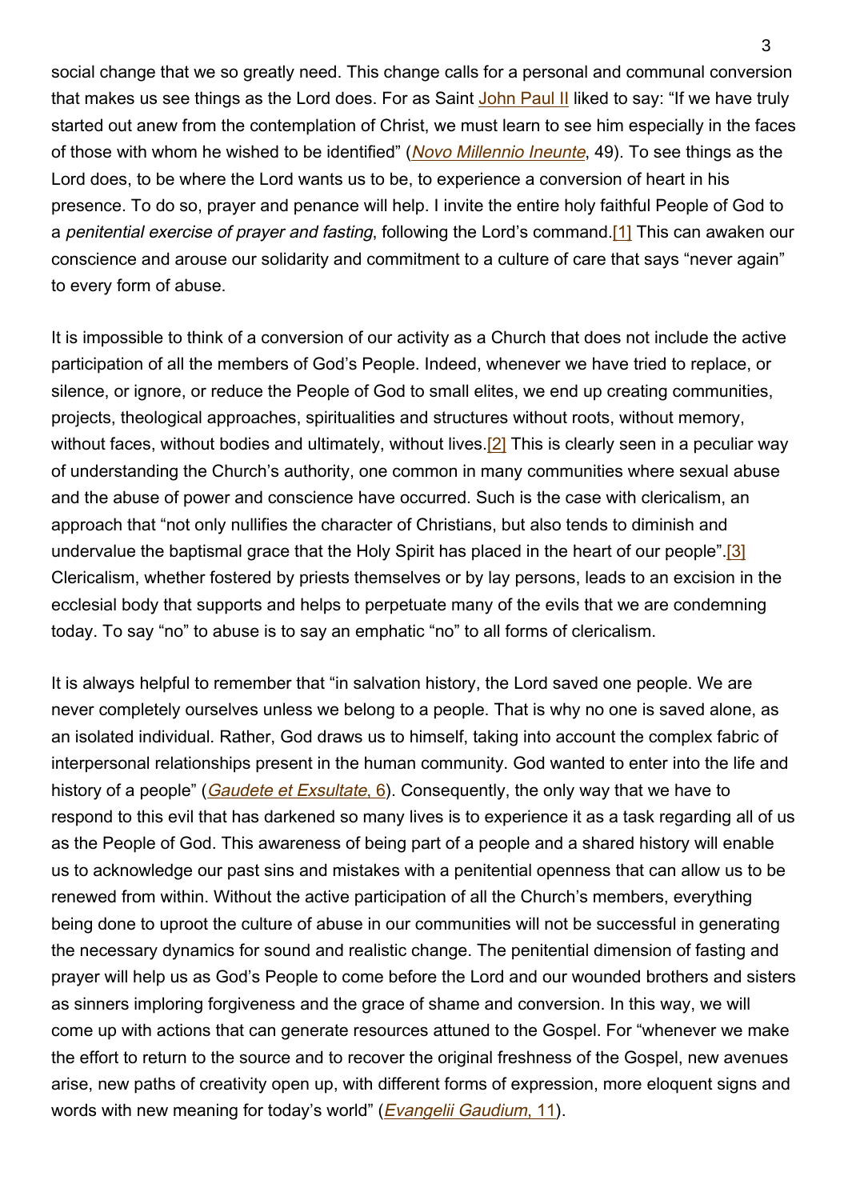social change that we so greatly need. This change calls for a personal and communal conversion that makes us see things as the Lord does. For as Saint John Paul II liked to say: "If we have truly started out anew from the contemplation of Christ, we must learn to see him especially in the faces of those with whom he wished to be identified" (*Novo Millennio Ineunte*, 49). To see things as the Lord does, to be where the Lord wants us to be, to experience a conversion of heart in his presence. To do so, prayer and penance will help. I invite the entire holy faithful People of God to a *penitential exercise of prayer and fasting*, following the Lord's command.[1] This can awaken our conscience and arouse our solidarity and commitment to a culture of care that says "never again" to every form of abuse.

It is impossible to think of a conversion of our activity as a Church that does not include the active participation of all the members of God's People. Indeed, whenever we have tried to replace, or silence, or ignore, or reduce the People of God to small elites, we end up creating communities, projects, theological approaches, spiritualities and structures without roots, without memory, without faces, without bodies and ultimately, without lives.[2] This is clearly seen in a peculiar way of understanding the Church's authority, one common in many communities where sexual abuse and the abuse of power and conscience have occurred. Such is the case with clericalism, an approach that "not only nullifies the character of Christians, but also tends to diminish and undervalue the baptismal grace that the Holy Spirit has placed in the heart of our people".[3] Clericalism, whether fostered by priests themselves or by lay persons, leads to an excision in the ecclesial body that supports and helps to perpetuate many of the evils that we are condemning today. To say "no" to abuse is to say an emphatic "no" to all forms of clericalism.

It is always helpful to remember that "in salvation history, the Lord saved one people. We are never completely ourselves unless we belong to a people. That is why no one is saved alone, as an isolated individual. Rather, God draws us to himself, taking into account the complex fabric of interpersonal relationships present in the human community. God wanted to enter into the life and history of a people" (*Gaudete et Exsultate*, 6). Consequently, the only way that we have to respond to this evil that has darkened so many lives is to experience it as a task regarding all of us as the People of God. This awareness of being part of a people and a shared history will enable us to acknowledge our past sins and mistakes with a penitential openness that can allow us to be renewed from within. Without the active participation of all the Church's members, everything being done to uproot the culture of abuse in our communities will not be successful in generating the necessary dynamics for sound and realistic change. The penitential dimension of fasting and prayer will help us as God's People to come before the Lord and our wounded brothers and sisters as sinners imploring forgiveness and the grace of shame and conversion. In this way, we will come up with actions that can generate resources attuned to the Gospel. For "whenever we make the effort to return to the source and to recover the original freshness of the Gospel, new avenues arise, new paths of creativity open up, with different forms of expression, more eloquent signs and words with new meaning for today's world" (*Evangelii Gaudium*, 11).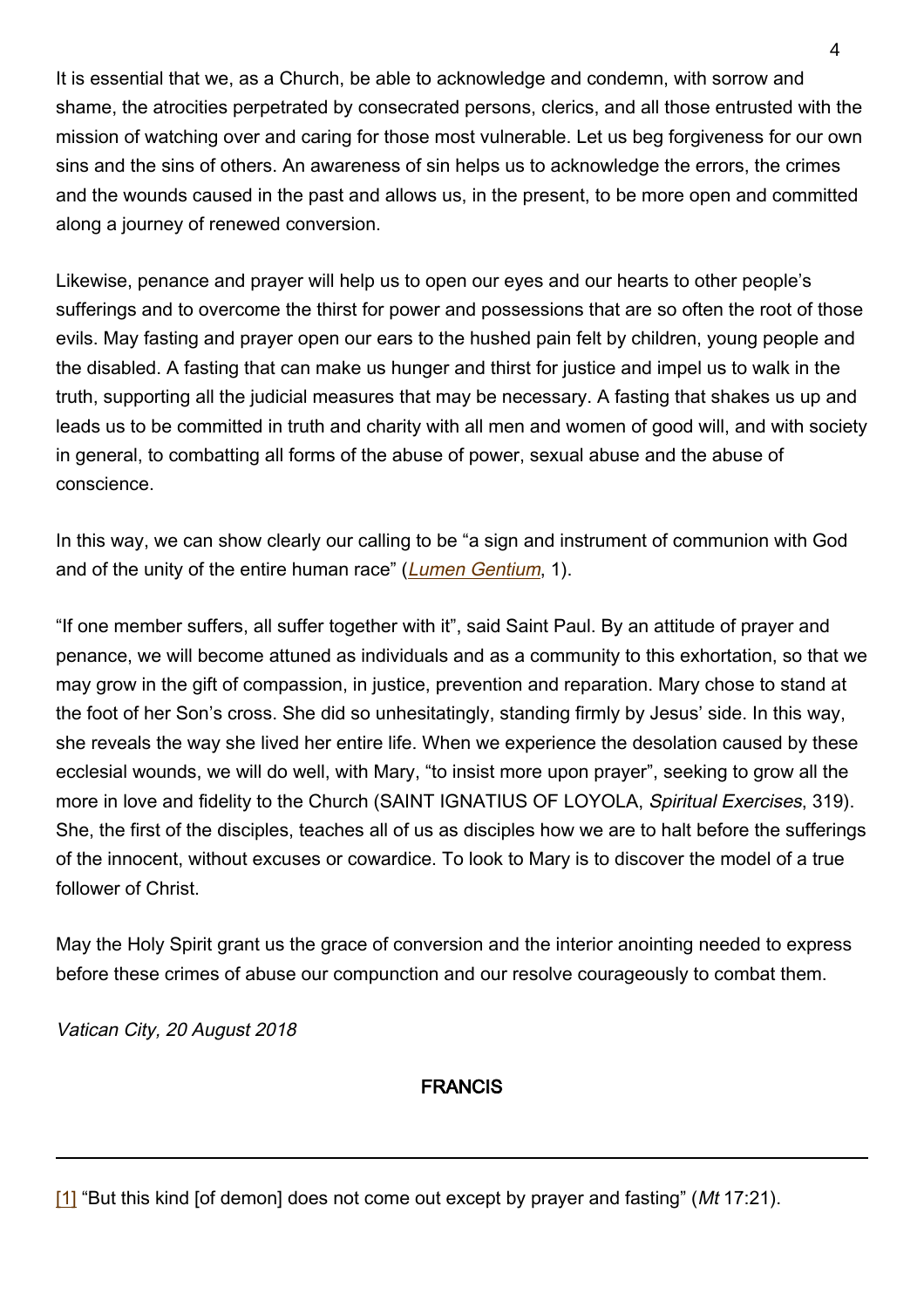It is essential that we, as a Church, be able to acknowledge and condemn, with sorrow and shame, the atrocities perpetrated by consecrated persons, clerics, and all those entrusted with the mission of watching over and caring for those most vulnerable. Let us beg forgiveness for our own sins and the sins of others. An awareness of sin helps us to acknowledge the errors, the crimes and the wounds caused in the past and allows us, in the present, to be more open and committed along a journey of renewed conversion.

Likewise, penance and prayer will help us to open our eyes and our hearts to other people's sufferings and to overcome the thirst for power and possessions that are so often the root of those evils. May fasting and prayer open our ears to the hushed pain felt by children, young people and the disabled. A fasting that can make us hunger and thirst for justice and impel us to walk in the truth, supporting all the judicial measures that may be necessary. A fasting that shakes us up and leads us to be committed in truth and charity with all men and women of good will, and with society in general, to combatting all forms of the abuse of power, sexual abuse and the abuse of conscience.

In this way, we can show clearly our calling to be "a sign and instrument of communion with God and of the unity of the entire human race" (*Lumen Gentium*, 1).

"If one member suffers, all suffer together with it", said Saint Paul. By an attitude of prayer and penance, we will become attuned as individuals and as a community to this exhortation, so that we may grow in the gift of compassion, in justice, prevention and reparation. Mary chose to stand at the foot of her Son's cross. She did so unhesitatingly, standing firmly by Jesus' side. In this way, she reveals the way she lived her entire life. When we experience the desolation caused by these ecclesial wounds, we will do well, with Mary, "to insist more upon prayer", seeking to grow all the more in love and fidelity to the Church (SAINT IGNATIUS OF LOYOLA, *Spiritual Exercises*, 319). She, the first of the disciples, teaches all of us as disciples how we are to halt before the sufferings of the innocent, without excuses or cowardice. To look to Mary is to discover the model of a true follower of Christ.

May the Holy Spirit grant us the grace of conversion and the interior anointing needed to express before these crimes of abuse our compunction and our resolve courageously to combat them.

*Vatican City, 20 August 2018*

**FRANCIS**

---

[1] "But this kind [of demon] does not come out except by prayer and fasting" (*Mt* 17:21).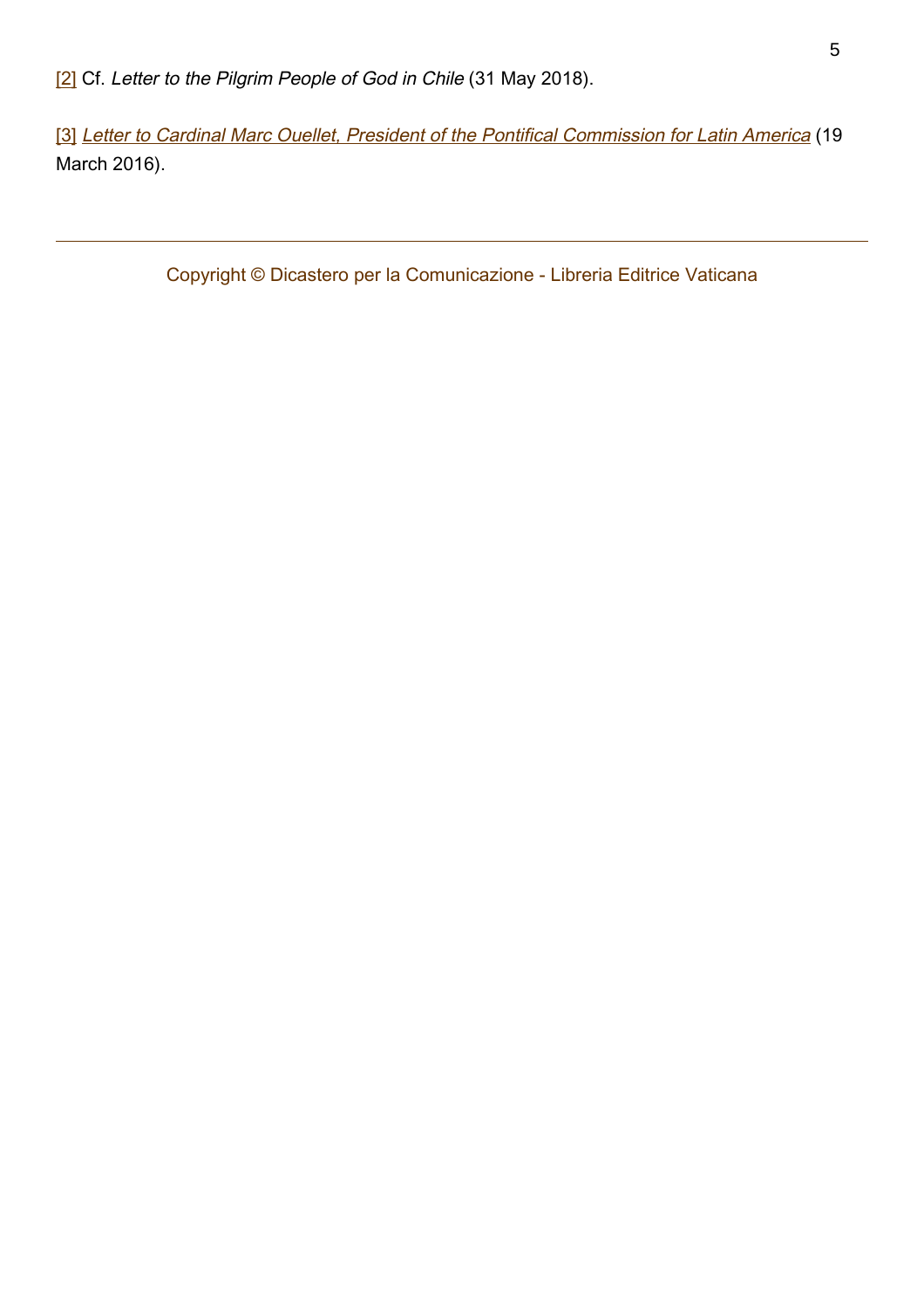[2] Cf. *Letter to the Pilgrim People of God in Chile* (31 May 2018).

[3] *Letter to Cardinal Marc Ouellet, President of the Pontifical Commission for Latin America* (19 March 2016).

---

Copyright © Dicastero per la Comunicazione - Libreria Editrice Vaticana